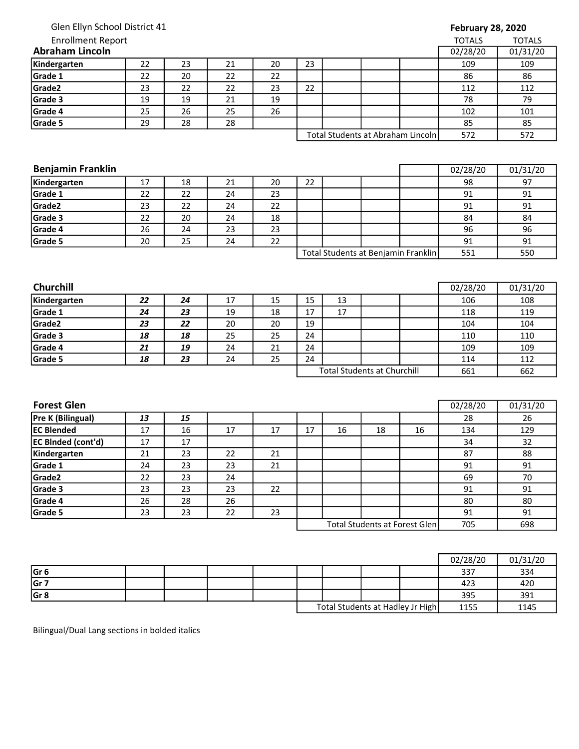Glen Ellyn School District 41

Enrollment Report

**February 28, 2020**

### Abraham Lincoln

| | | | | | | | | | TOTALS 02/28/20 | TOTALS 01/31/20 |
|---|---|---|---|---|---|---|---|---|---|---|
| **Kindergarten** | 22 | 23 | 21 | 20 | 23 | | | | 109 | 109 |
| **Grade 1** | 22 | 20 | 22 | 22 | | | | | 86 | 86 |
| **Grade2** | 23 | 22 | 22 | 23 | 22 | | | | 112 | 112 |
| **Grade 3** | 19 | 19 | 21 | 19 | | | | | 78 | 79 |
| **Grade 4** | 25 | 26 | 25 | 26 | | | | | 102 | 101 |
| **Grade 5** | 29 | 28 | 28 | | | | | | 85 | 85 |
| | | | | | Total Students at Abraham Lincoln | | | | 572 | 572 |

### Benjamin Franklin

| | | | | | | | | | 02/28/20 | 01/31/20 |
|---|---|---|---|---|---|---|---|---|---|---|
| **Kindergarten** | 17 | 18 | 21 | 20 | 22 | | | | 98 | 97 |
| **Grade 1** | 22 | 22 | 24 | 23 | | | | | 91 | 91 |
| **Grade2** | 23 | 22 | 24 | 22 | | | | | 91 | 91 |
| **Grade 3** | 22 | 20 | 24 | 18 | | | | | 84 | 84 |
| **Grade 4** | 26 | 24 | 23 | 23 | | | | | 96 | 96 |
| **Grade 5** | 20 | 25 | 24 | 22 | | | | | 91 | 91 |
| | | | | | Total Students at Benjamin Franklin | | | | 551 | 550 |

### Churchill

| | | | | | | | | | 02/28/20 | 01/31/20 |
|---|---|---|---|---|---|---|---|---|---|---|
| **Kindergarten** | ***22*** | ***24*** | 17 | 15 | 15 | 13 | | | 106 | 108 |
| **Grade 1** | ***24*** | ***23*** | 19 | 18 | 17 | 17 | | | 118 | 119 |
| **Grade2** | ***23*** | ***22*** | 20 | 20 | 19 | | | | 104 | 104 |
| **Grade 3** | ***18*** | ***18*** | 25 | 25 | 24 | | | | 110 | 110 |
| **Grade 4** | ***21*** | ***19*** | 24 | 21 | 24 | | | | 109 | 109 |
| **Grade 5** | ***18*** | ***23*** | 24 | 25 | 24 | | | | 114 | 112 |
| | | | | | Total Students at Churchill | | | | 661 | 662 |

### Forest Glen

| | | | | | | | | | 02/28/20 | 01/31/20 |
|---|---|---|---|---|---|---|---|---|---|---|
| **Pre K (Bilingual)** | ***13*** | ***15*** | | | | | | | 28 | 26 |
| **EC Blended** | 17 | 16 | 17 | 17 | 17 | 16 | 18 | 16 | 134 | 129 |
| **EC Blnded (cont'd)** | 17 | 17 | | | | | | | 34 | 32 |
| **Kindergarten** | 21 | 23 | 22 | 21 | | | | | 87 | 88 |
| **Grade 1** | 24 | 23 | 23 | 21 | | | | | 91 | 91 |
| **Grade2** | 22 | 23 | 24 | | | | | | 69 | 70 |
| **Grade 3** | 23 | 23 | 23 | 22 | | | | | 91 | 91 |
| **Grade 4** | 26 | 28 | 26 | | | | | | 80 | 80 |
| **Grade 5** | 23 | 23 | 22 | 23 | | | | | 91 | 91 |
| | | | | | Total Students at Forest Glen | | | | 705 | 698 |

### Hadley Jr High

| | | | | | | | | | 02/28/20 | 01/31/20 |
|---|---|---|---|---|---|---|---|---|---|---|
| **Gr 6** | | | | | | | | | 337 | 334 |
| **Gr 7** | | | | | | | | | 423 | 420 |
| **Gr 8** | | | | | | | | | 395 | 391 |
| | | | | | Total Students at Hadley Jr High | | | | 1155 | 1145 |

Bilingual/Dual Lang sections in bolded italics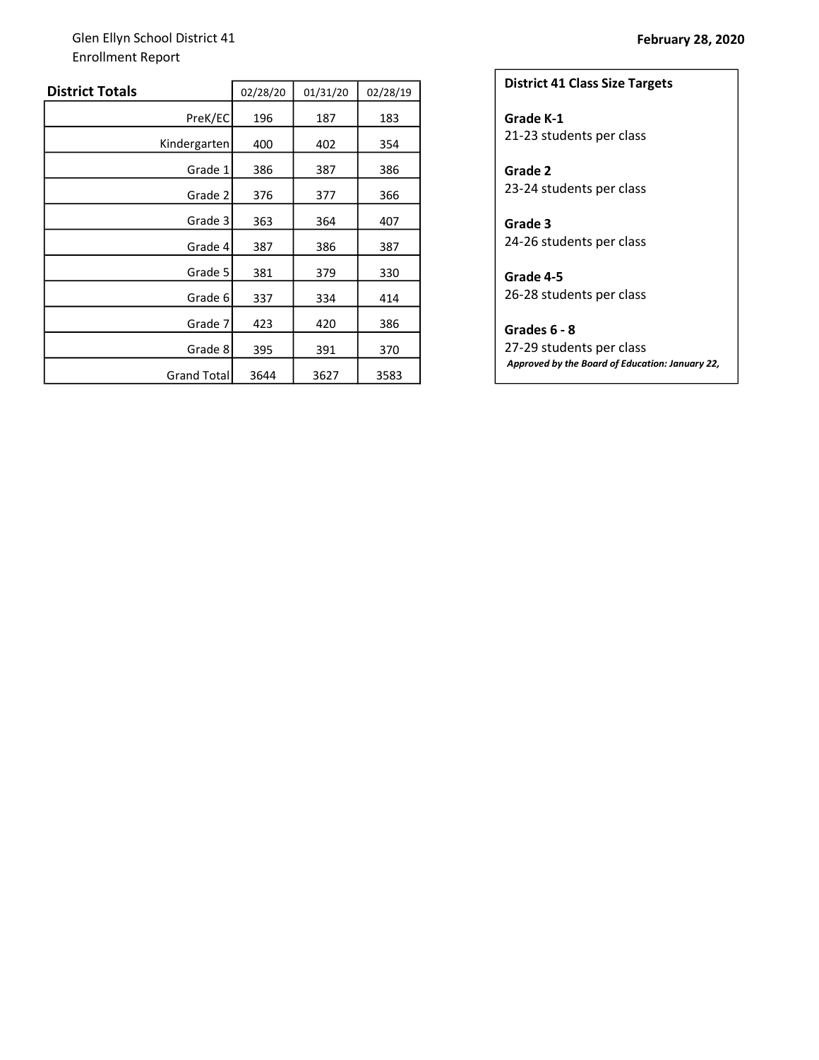Glen Ellyn School District 41
Enrollment Report

**February 28, 2020**

| **District Totals** | 02/28/20 | 01/31/20 | 02/28/19 |
|---|---|---|---|
| PreK/EC | 196 | 187 | 183 |
| Kindergarten | 400 | 402 | 354 |
| Grade 1 | 386 | 387 | 386 |
| Grade 2 | 376 | 377 | 366 |
| Grade 3 | 363 | 364 | 407 |
| Grade 4 | 387 | 386 | 387 |
| Grade 5 | 381 | 379 | 330 |
| Grade 6 | 337 | 334 | 414 |
| Grade 7 | 423 | 420 | 386 |
| Grade 8 | 395 | 391 | 370 |
| Grand Total | 3644 | 3627 | 3583 |

**District 41 Class Size Targets**

**Grade K-1**
21-23 students per class

**Grade 2**
23-24 students per class

**Grade 3**
24-26 students per class

**Grade 4-5**
26-28 students per class

**Grades 6 - 8**
27-29 students per class

***Approved by the Board of Education: January 22,***